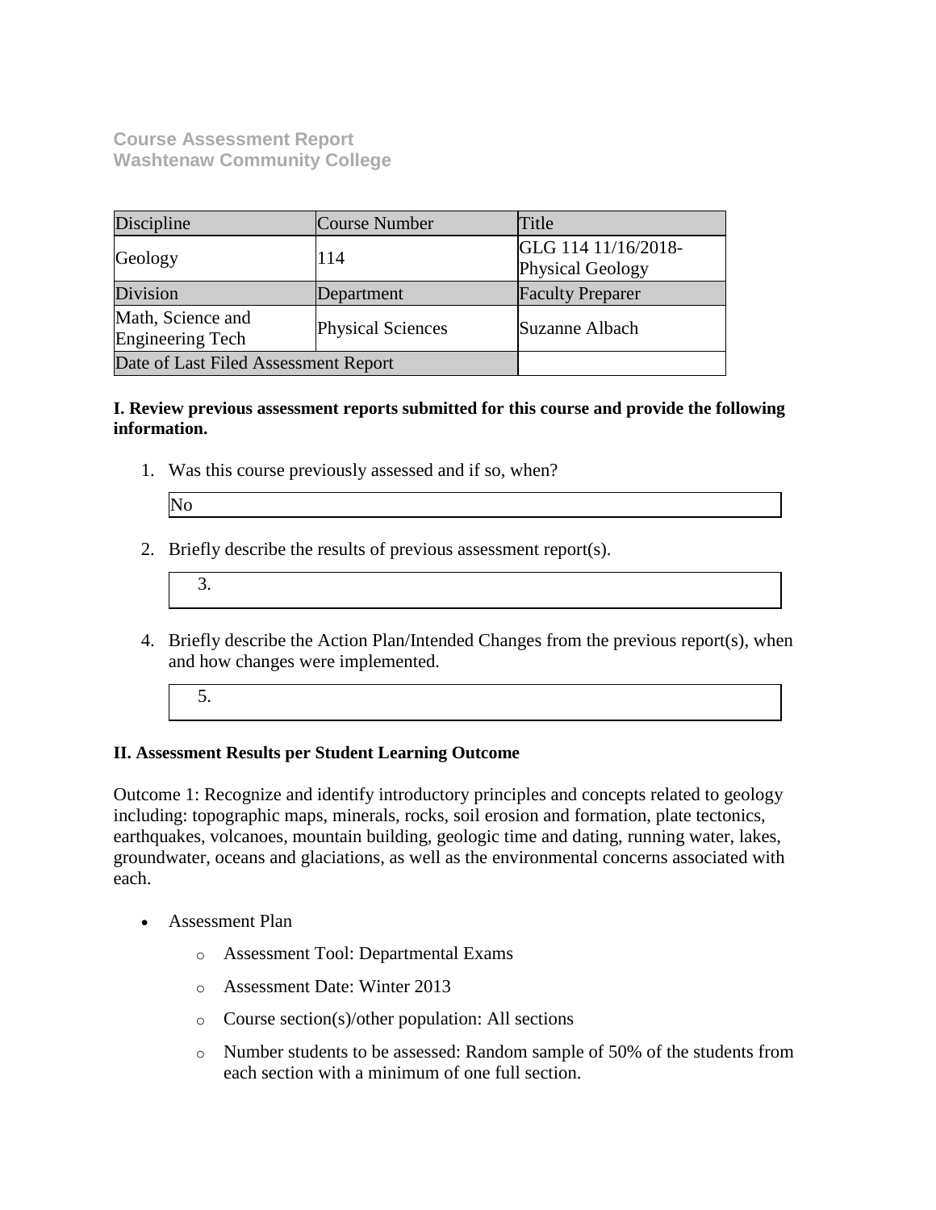**Course Assessment Report**
**Washtenaw Community College**

| Discipline | Course Number | Title |
| --- | --- | --- |
| Geology | 114 | GLG 114 11/16/2018-Physical Geology |
| Division | Department | Faculty Preparer |
| Math, Science and Engineering Tech | Physical Sciences | Suzanne Albach |
| Date of Last Filed Assessment Report | | |

**I. Review previous assessment reports submitted for this course and provide the following information.**

1. Was this course previously assessed and if so, when?

   No

2. Briefly describe the results of previous assessment report(s).

3. 

4. Briefly describe the Action Plan/Intended Changes from the previous report(s), when and how changes were implemented.

5. 

**II. Assessment Results per Student Learning Outcome**

Outcome 1: Recognize and identify introductory principles and concepts related to geology including: topographic maps, minerals, rocks, soil erosion and formation, plate tectonics, earthquakes, volcanoes, mountain building, geologic time and dating, running water, lakes, groundwater, oceans and glaciations, as well as the environmental concerns associated with each.

- Assessment Plan
  - Assessment Tool: Departmental Exams
  - Assessment Date: Winter 2013
  - Course section(s)/other population: All sections
  - Number students to be assessed: Random sample of 50% of the students from each section with a minimum of one full section.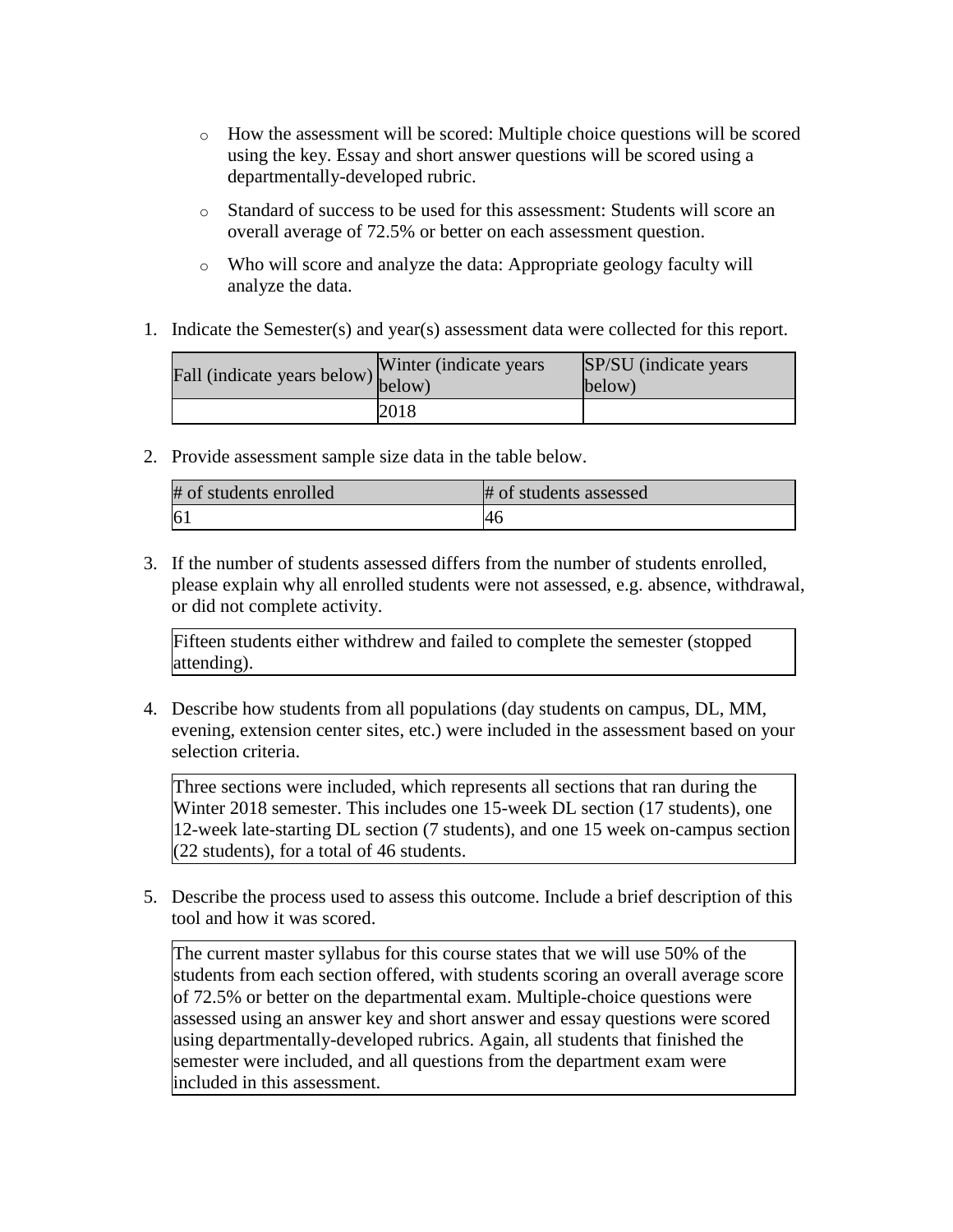- How the assessment will be scored: Multiple choice questions will be scored using the key. Essay and short answer questions will be scored using a departmentally-developed rubric.
- Standard of success to be used for this assessment: Students will score an overall average of 72.5% or better on each assessment question.
- Who will score and analyze the data: Appropriate geology faculty will analyze the data.

1. Indicate the Semester(s) and year(s) assessment data were collected for this report.

| Fall (indicate years below) | Winter (indicate years below) | SP/SU (indicate years below) |
|---|---|---|
| | 2018 | |

2. Provide assessment sample size data in the table below.

| # of students enrolled | # of students assessed |
|---|---|
| 61 | 46 |

3. If the number of students assessed differs from the number of students enrolled, please explain why all enrolled students were not assessed, e.g. absence, withdrawal, or did not complete activity.

Fifteen students either withdrew and failed to complete the semester (stopped attending).

4. Describe how students from all populations (day students on campus, DL, MM, evening, extension center sites, etc.) were included in the assessment based on your selection criteria.

Three sections were included, which represents all sections that ran during the Winter 2018 semester. This includes one 15-week DL section (17 students), one 12-week late-starting DL section (7 students), and one 15 week on-campus section (22 students), for a total of 46 students.

5. Describe the process used to assess this outcome. Include a brief description of this tool and how it was scored.

The current master syllabus for this course states that we will use 50% of the students from each section offered, with students scoring an overall average score of 72.5% or better on the departmental exam. Multiple-choice questions were assessed using an answer key and short answer and essay questions were scored using departmentally-developed rubrics. Again, all students that finished the semester were included, and all questions from the department exam were included in this assessment.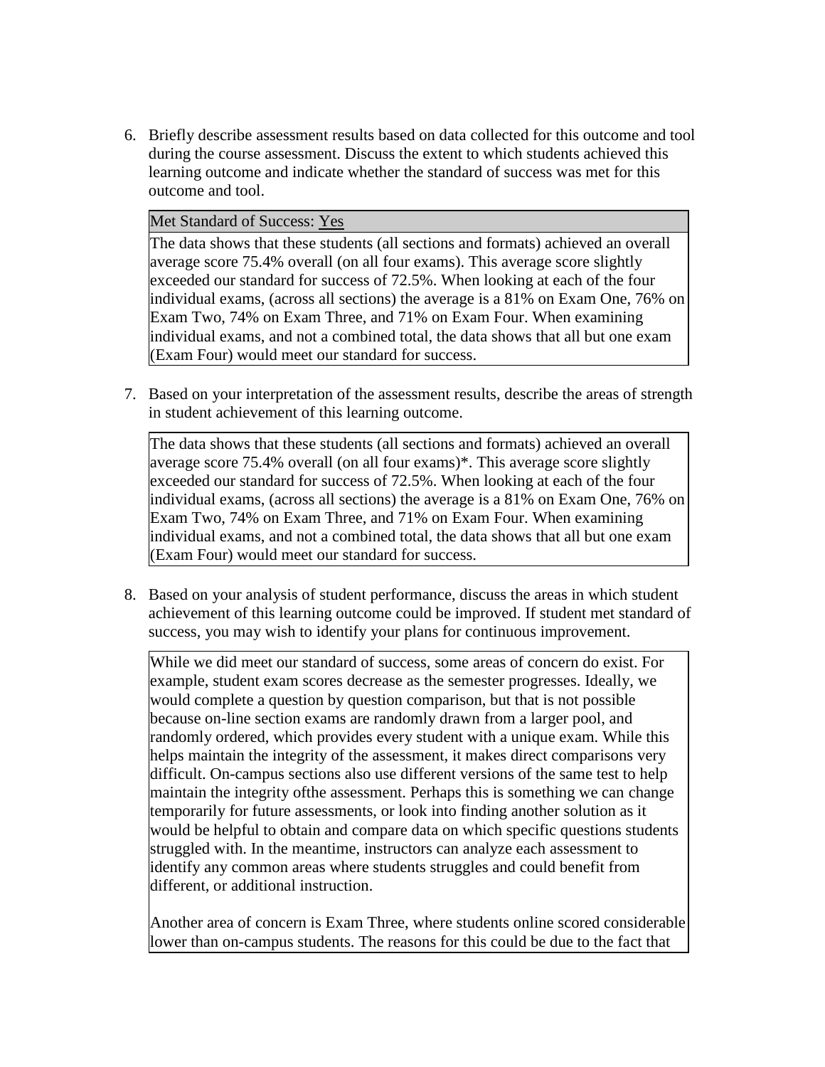6. Briefly describe assessment results based on data collected for this outcome and tool during the course assessment. Discuss the extent to which students achieved this learning outcome and indicate whether the standard of success was met for this outcome and tool.

| Met Standard of Success: Yes |
|---|
| The data shows that these students (all sections and formats) achieved an overall average score 75.4% overall (on all four exams). This average score slightly exceeded our standard for success of 72.5%. When looking at each of the four individual exams, (across all sections) the average is a 81% on Exam One, 76% on Exam Two, 74% on Exam Three, and 71% on Exam Four. When examining individual exams, and not a combined total, the data shows that all but one exam (Exam Four) would meet our standard for success. |

7. Based on your interpretation of the assessment results, describe the areas of strength in student achievement of this learning outcome.

| The data shows that these students (all sections and formats) achieved an overall average score 75.4% overall (on all four exams)*. This average score slightly exceeded our standard for success of 72.5%. When looking at each of the four individual exams, (across all sections) the average is a 81% on Exam One, 76% on Exam Two, 74% on Exam Three, and 71% on Exam Four. When examining individual exams, and not a combined total, the data shows that all but one exam (Exam Four) would meet our standard for success. |
|---|

8. Based on your analysis of student performance, discuss the areas in which student achievement of this learning outcome could be improved. If student met standard of success, you may wish to identify your plans for continuous improvement.

While we did meet our standard of success, some areas of concern do exist. For example, student exam scores decrease as the semester progresses. Ideally, we would complete a question by question comparison, but that is not possible because on-line section exams are randomly drawn from a larger pool, and randomly ordered, which provides every student with a unique exam. While this helps maintain the integrity of the assessment, it makes direct comparisons very difficult. On-campus sections also use different versions of the same test to help maintain the integrity ofthe assessment. Perhaps this is something we can change temporarily for future assessments, or look into finding another solution as it would be helpful to obtain and compare data on which specific questions students struggled with. In the meantime, instructors can analyze each assessment to identify any common areas where students struggles and could benefit from different, or additional instruction.

Another area of concern is Exam Three, where students online scored considerable lower than on-campus students. The reasons for this could be due to the fact that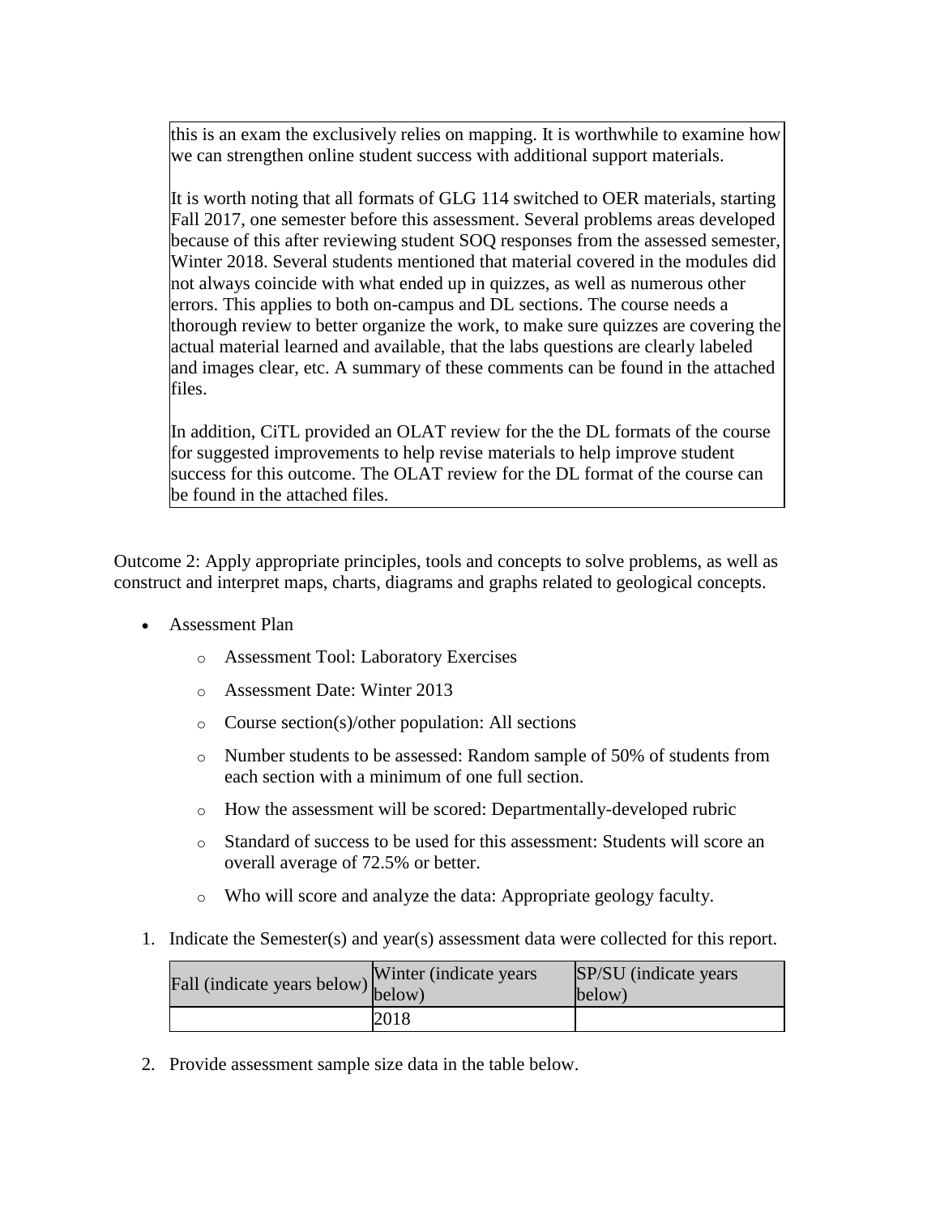this is an exam the exclusively relies on mapping. It is worthwhile to examine how we can strengthen online student success with additional support materials.

It is worth noting that all formats of GLG 114 switched to OER materials, starting Fall 2017, one semester before this assessment. Several problems areas developed because of this after reviewing student SOQ responses from the assessed semester, Winter 2018. Several students mentioned that material covered in the modules did not always coincide with what ended up in quizzes, as well as numerous other errors. This applies to both on-campus and DL sections. The course needs a thorough review to better organize the work, to make sure quizzes are covering the actual material learned and available, that the labs questions are clearly labeled and images clear, etc. A summary of these comments can be found in the attached files.

In addition, CiTL provided an OLAT review for the the DL formats of the course for suggested improvements to help revise materials to help improve student success for this outcome. The OLAT review for the DL format of the course can be found in the attached files.

Outcome 2: Apply appropriate principles, tools and concepts to solve problems, as well as construct and interpret maps, charts, diagrams and graphs related to geological concepts.

- Assessment Plan
  - Assessment Tool: Laboratory Exercises
  - Assessment Date: Winter 2013
  - Course section(s)/other population: All sections
  - Number students to be assessed: Random sample of 50% of students from each section with a minimum of one full section.
  - How the assessment will be scored: Departmentally-developed rubric
  - Standard of success to be used for this assessment: Students will score an overall average of 72.5% or better.
  - Who will score and analyze the data: Appropriate geology faculty.

1. Indicate the Semester(s) and year(s) assessment data were collected for this report.

| Fall (indicate years below) | Winter (indicate years below) | SP/SU (indicate years below) |
|---|---|---|
| | 2018 | |

2. Provide assessment sample size data in the table below.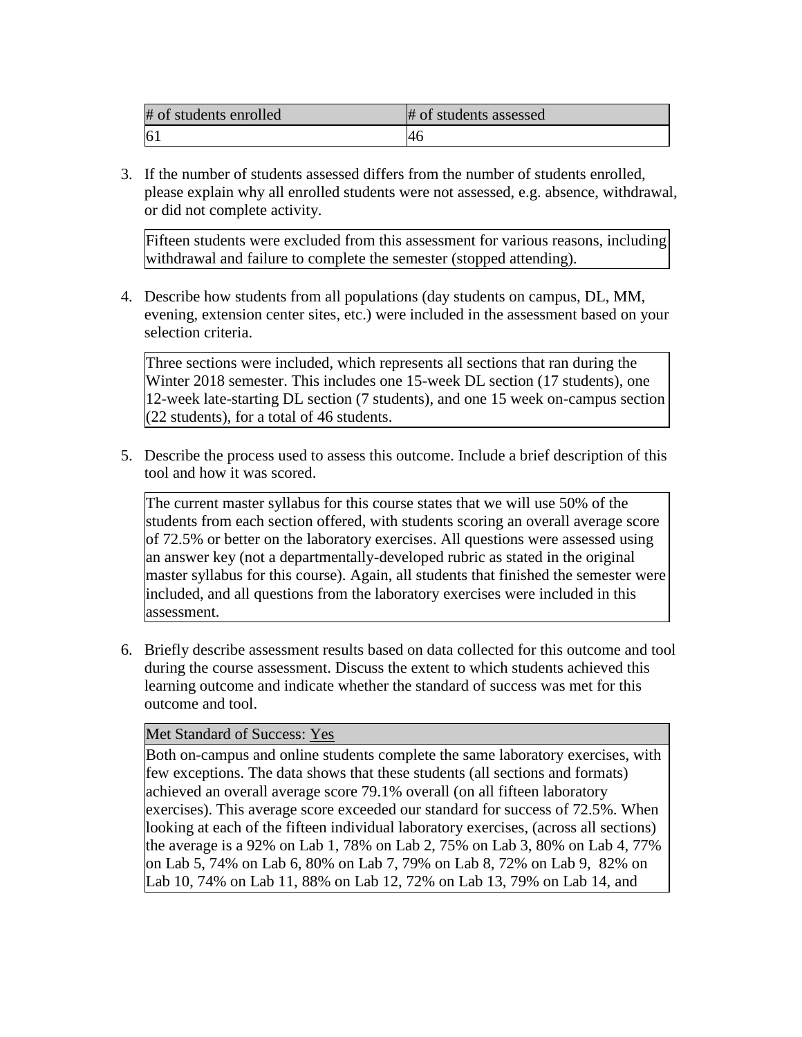| # of students enrolled | # of students assessed |
| --- | --- |
| 61 | 46 |

3. If the number of students assessed differs from the number of students enrolled, please explain why all enrolled students were not assessed, e.g. absence, withdrawal, or did not complete activity.

| Fifteen students were excluded from this assessment for various reasons, including withdrawal and failure to complete the semester (stopped attending). |
| --- |

4. Describe how students from all populations (day students on campus, DL, MM, evening, extension center sites, etc.) were included in the assessment based on your selection criteria.

| Three sections were included, which represents all sections that ran during the Winter 2018 semester. This includes one 15-week DL section (17 students), one 12-week late-starting DL section (7 students), and one 15 week on-campus section (22 students), for a total of 46 students. |
| --- |

5. Describe the process used to assess this outcome. Include a brief description of this tool and how it was scored.

| The current master syllabus for this course states that we will use 50% of the students from each section offered, with students scoring an overall average score of 72.5% or better on the laboratory exercises. All questions were assessed using an answer key (not a departmentally-developed rubric as stated in the original master syllabus for this course). Again, all students that finished the semester were included, and all questions from the laboratory exercises were included in this assessment. |
| --- |

6. Briefly describe assessment results based on data collected for this outcome and tool during the course assessment. Discuss the extent to which students achieved this learning outcome and indicate whether the standard of success was met for this outcome and tool.

| Met Standard of Success: Yes |
| --- |
| Both on-campus and online students complete the same laboratory exercises, with few exceptions. The data shows that these students (all sections and formats) achieved an overall average score 79.1% overall (on all fifteen laboratory exercises). This average score exceeded our standard for success of 72.5%. When looking at each of the fifteen individual laboratory exercises, (across all sections) the average is a 92% on Lab 1, 78% on Lab 2, 75% on Lab 3, 80% on Lab 4, 77% on Lab 5, 74% on Lab 6, 80% on Lab 7, 79% on Lab 8, 72% on Lab 9, 82% on Lab 10, 74% on Lab 11, 88% on Lab 12, 72% on Lab 13, 79% on Lab 14, and |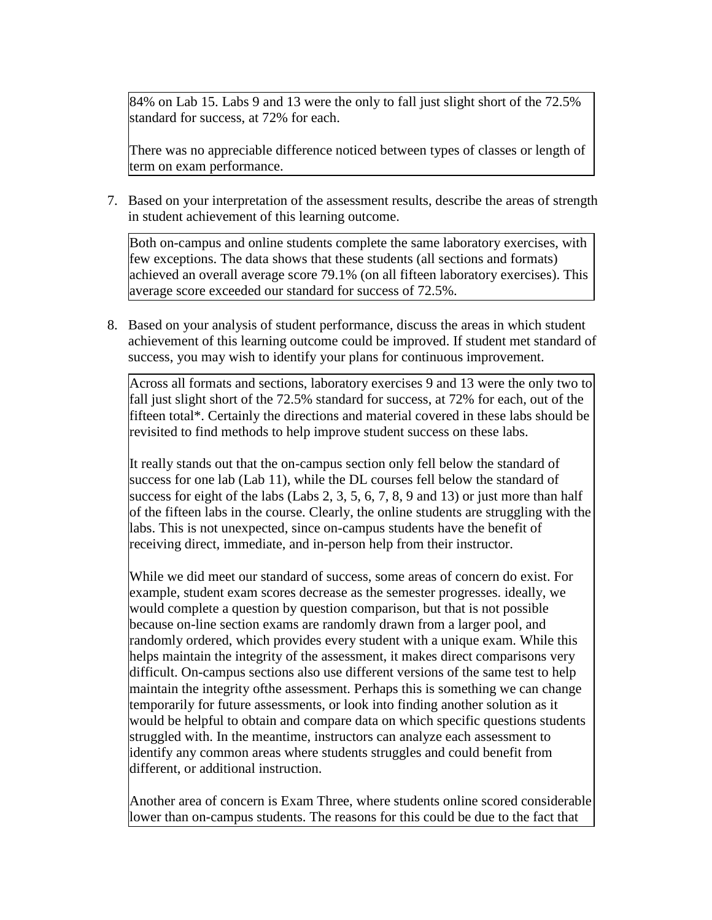84% on Lab 15. Labs 9 and 13 were the only to fall just slight short of the 72.5% standard for success, at 72% for each.

There was no appreciable difference noticed between types of classes or length of term on exam performance.

7. Based on your interpretation of the assessment results, describe the areas of strength in student achievement of this learning outcome.

Both on-campus and online students complete the same laboratory exercises, with few exceptions. The data shows that these students (all sections and formats) achieved an overall average score 79.1% (on all fifteen laboratory exercises). This average score exceeded our standard for success of 72.5%.

8. Based on your analysis of student performance, discuss the areas in which student achievement of this learning outcome could be improved. If student met standard of success, you may wish to identify your plans for continuous improvement.

Across all formats and sections, laboratory exercises 9 and 13 were the only two to fall just slight short of the 72.5% standard for success, at 72% for each, out of the fifteen total*. Certainly the directions and material covered in these labs should be revisited to find methods to help improve student success on these labs.

It really stands out that the on-campus section only fell below the standard of success for one lab (Lab 11), while the DL courses fell below the standard of success for eight of the labs (Labs 2, 3, 5, 6, 7, 8, 9 and 13) or just more than half of the fifteen labs in the course. Clearly, the online students are struggling with the labs. This is not unexpected, since on-campus students have the benefit of receiving direct, immediate, and in-person help from their instructor.

While we did meet our standard of success, some areas of concern do exist. For example, student exam scores decrease as the semester progresses. ideally, we would complete a question by question comparison, but that is not possible because on-line section exams are randomly drawn from a larger pool, and randomly ordered, which provides every student with a unique exam. While this helps maintain the integrity of the assessment, it makes direct comparisons very difficult. On-campus sections also use different versions of the same test to help maintain the integrity ofthe assessment. Perhaps this is something we can change temporarily for future assessments, or look into finding another solution as it would be helpful to obtain and compare data on which specific questions students struggled with. In the meantime, instructors can analyze each assessment to identify any common areas where students struggles and could benefit from different, or additional instruction.

Another area of concern is Exam Three, where students online scored considerable lower than on-campus students. The reasons for this could be due to the fact that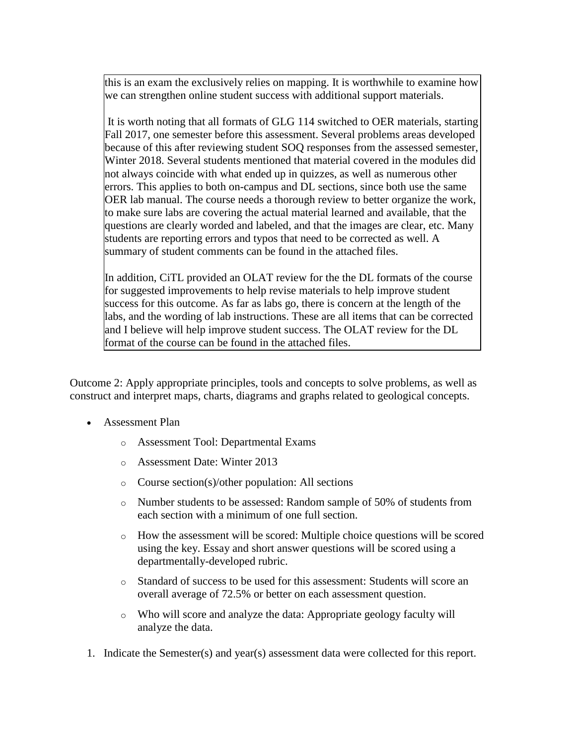this is an exam the exclusively relies on mapping. It is worthwhile to examine how we can strengthen online student success with additional support materials.

It is worth noting that all formats of GLG 114 switched to OER materials, starting Fall 2017, one semester before this assessment. Several problems areas developed because of this after reviewing student SOQ responses from the assessed semester, Winter 2018. Several students mentioned that material covered in the modules did not always coincide with what ended up in quizzes, as well as numerous other errors. This applies to both on-campus and DL sections, since both use the same OER lab manual. The course needs a thorough review to better organize the work, to make sure labs are covering the actual material learned and available, that the questions are clearly worded and labeled, and that the images are clear, etc. Many students are reporting errors and typos that need to be corrected as well. A summary of student comments can be found in the attached files.

In addition, CiTL provided an OLAT review for the the DL formats of the course for suggested improvements to help revise materials to help improve student success for this outcome. As far as labs go, there is concern at the length of the labs, and the wording of lab instructions. These are all items that can be corrected and I believe will help improve student success. The OLAT review for the DL format of the course can be found in the attached files.

Outcome 2: Apply appropriate principles, tools and concepts to solve problems, as well as construct and interpret maps, charts, diagrams and graphs related to geological concepts.

- Assessment Plan
  - Assessment Tool: Departmental Exams
  - Assessment Date: Winter 2013
  - Course section(s)/other population: All sections
  - Number students to be assessed: Random sample of 50% of students from each section with a minimum of one full section.
  - How the assessment will be scored: Multiple choice questions will be scored using the key. Essay and short answer questions will be scored using a departmentally-developed rubric.
  - Standard of success to be used for this assessment: Students will score an overall average of 72.5% or better on each assessment question.
  - Who will score and analyze the data: Appropriate geology faculty will analyze the data.

1. Indicate the Semester(s) and year(s) assessment data were collected for this report.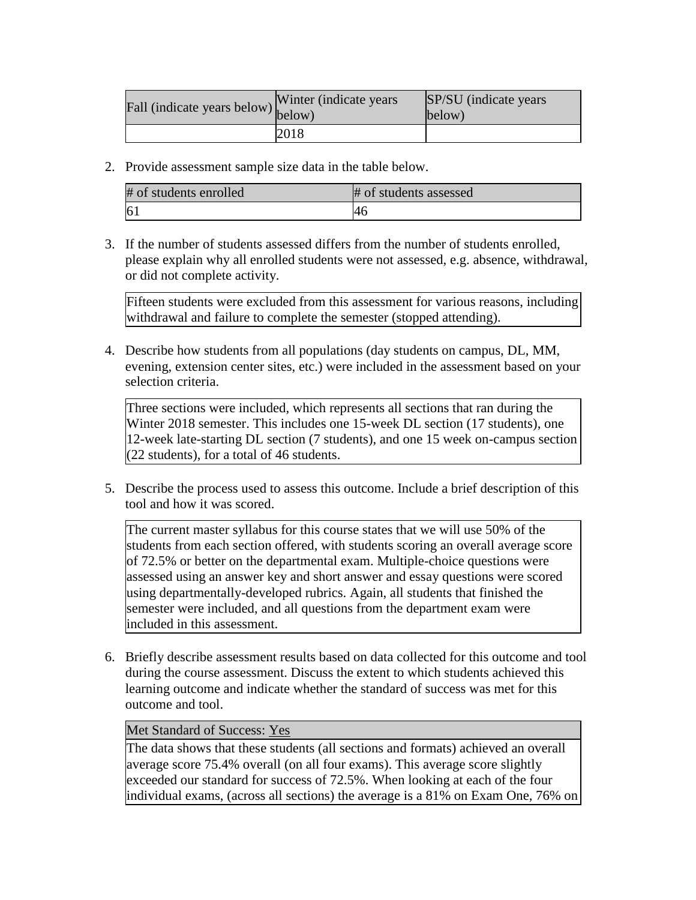| Fall (indicate years below) | Winter (indicate years below) | SP/SU (indicate years below) |
| --- | --- | --- |
| | 2018 | |

2. Provide assessment sample size data in the table below.

| # of students enrolled | # of students assessed |
| --- | --- |
| 61 | 46 |

3. If the number of students assessed differs from the number of students enrolled, please explain why all enrolled students were not assessed, e.g. absence, withdrawal, or did not complete activity.

| Fifteen students were excluded from this assessment for various reasons, including withdrawal and failure to complete the semester (stopped attending). |
| --- |

4. Describe how students from all populations (day students on campus, DL, MM, evening, extension center sites, etc.) were included in the assessment based on your selection criteria.

| Three sections were included, which represents all sections that ran during the Winter 2018 semester. This includes one 15-week DL section (17 students), one 12-week late-starting DL section (7 students), and one 15 week on-campus section (22 students), for a total of 46 students. |
| --- |

5. Describe the process used to assess this outcome. Include a brief description of this tool and how it was scored.

| The current master syllabus for this course states that we will use 50% of the students from each section offered, with students scoring an overall average score of 72.5% or better on the departmental exam. Multiple-choice questions were assessed using an answer key and short answer and essay questions were scored using departmentally-developed rubrics. Again, all students that finished the semester were included, and all questions from the department exam were included in this assessment. |
| --- |

6. Briefly describe assessment results based on data collected for this outcome and tool during the course assessment. Discuss the extent to which students achieved this learning outcome and indicate whether the standard of success was met for this outcome and tool.

| Met Standard of Success: Yes |
| --- |
| The data shows that these students (all sections and formats) achieved an overall average score 75.4% overall (on all four exams). This average score slightly exceeded our standard for success of 72.5%. When looking at each of the four individual exams, (across all sections) the average is a 81% on Exam One, 76% on |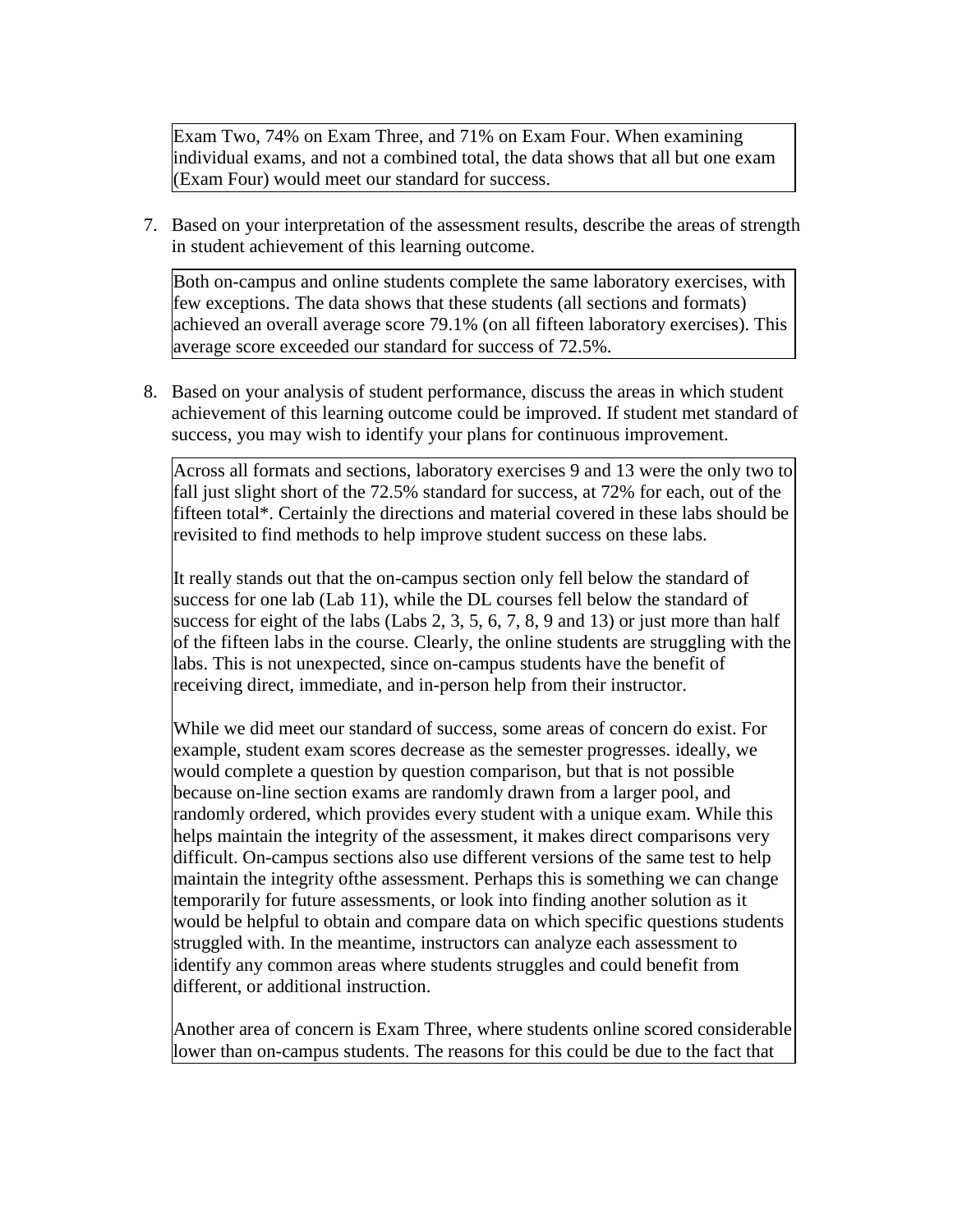Exam Two, 74% on Exam Three, and 71% on Exam Four. When examining individual exams, and not a combined total, the data shows that all but one exam (Exam Four) would meet our standard for success.

7. Based on your interpretation of the assessment results, describe the areas of strength in student achievement of this learning outcome.

Both on-campus and online students complete the same laboratory exercises, with few exceptions. The data shows that these students (all sections and formats) achieved an overall average score 79.1% (on all fifteen laboratory exercises). This average score exceeded our standard for success of 72.5%.

8. Based on your analysis of student performance, discuss the areas in which student achievement of this learning outcome could be improved. If student met standard of success, you may wish to identify your plans for continuous improvement.

Across all formats and sections, laboratory exercises 9 and 13 were the only two to fall just slight short of the 72.5% standard for success, at 72% for each, out of the fifteen total*. Certainly the directions and material covered in these labs should be revisited to find methods to help improve student success on these labs.

It really stands out that the on-campus section only fell below the standard of success for one lab (Lab 11), while the DL courses fell below the standard of success for eight of the labs (Labs 2, 3, 5, 6, 7, 8, 9 and 13) or just more than half of the fifteen labs in the course. Clearly, the online students are struggling with the labs. This is not unexpected, since on-campus students have the benefit of receiving direct, immediate, and in-person help from their instructor.

While we did meet our standard of success, some areas of concern do exist. For example, student exam scores decrease as the semester progresses. ideally, we would complete a question by question comparison, but that is not possible because on-line section exams are randomly drawn from a larger pool, and randomly ordered, which provides every student with a unique exam. While this helps maintain the integrity of the assessment, it makes direct comparisons very difficult. On-campus sections also use different versions of the same test to help maintain the integrity ofthe assessment. Perhaps this is something we can change temporarily for future assessments, or look into finding another solution as it would be helpful to obtain and compare data on which specific questions students struggled with. In the meantime, instructors can analyze each assessment to identify any common areas where students struggles and could benefit from different, or additional instruction.

Another area of concern is Exam Three, where students online scored considerable lower than on-campus students. The reasons for this could be due to the fact that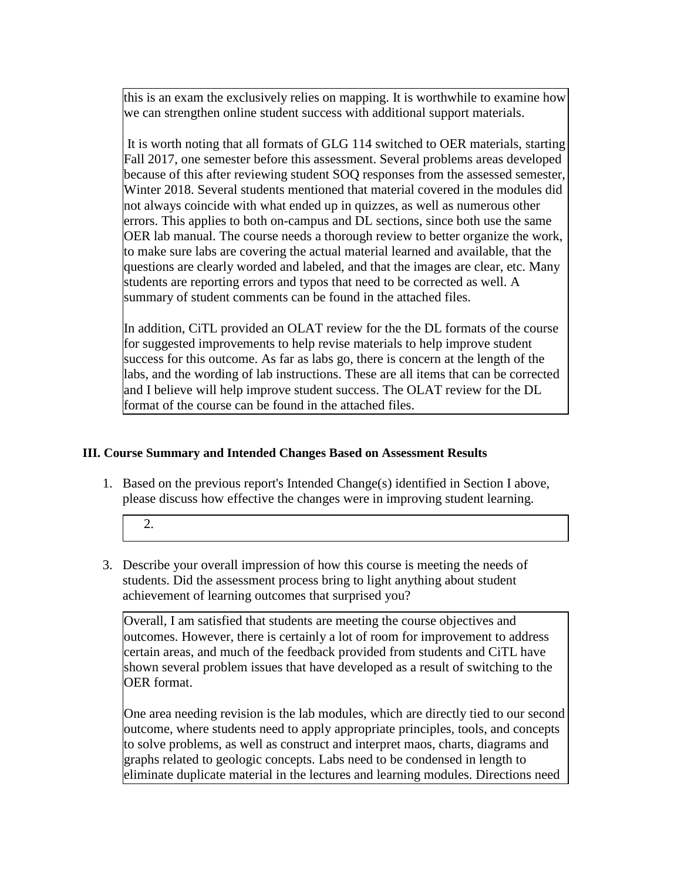this is an exam the exclusively relies on mapping. It is worthwhile to examine how we can strengthen online student success with additional support materials.

It is worth noting that all formats of GLG 114 switched to OER materials, starting Fall 2017, one semester before this assessment. Several problems areas developed because of this after reviewing student SOQ responses from the assessed semester, Winter 2018. Several students mentioned that material covered in the modules did not always coincide with what ended up in quizzes, as well as numerous other errors. This applies to both on-campus and DL sections, since both use the same OER lab manual. The course needs a thorough review to better organize the work, to make sure labs are covering the actual material learned and available, that the questions are clearly worded and labeled, and that the images are clear, etc. Many students are reporting errors and typos that need to be corrected as well. A summary of student comments can be found in the attached files.

In addition, CiTL provided an OLAT review for the the DL formats of the course for suggested improvements to help revise materials to help improve student success for this outcome. As far as labs go, there is concern at the length of the labs, and the wording of lab instructions. These are all items that can be corrected and I believe will help improve student success. The OLAT review for the DL format of the course can be found in the attached files.

### III. Course Summary and Intended Changes Based on Assessment Results

1. Based on the previous report's Intended Change(s) identified in Section I above, please discuss how effective the changes were in improving student learning.

2.

3. Describe your overall impression of how this course is meeting the needs of students. Did the assessment process bring to light anything about student achievement of learning outcomes that surprised you?

Overall, I am satisfied that students are meeting the course objectives and outcomes. However, there is certainly a lot of room for improvement to address certain areas, and much of the feedback provided from students and CiTL have shown several problem issues that have developed as a result of switching to the OER format.

One area needing revision is the lab modules, which are directly tied to our second outcome, where students need to apply appropriate principles, tools, and concepts to solve problems, as well as construct and interpret maos, charts, diagrams and graphs related to geologic concepts. Labs need to be condensed in length to eliminate duplicate material in the lectures and learning modules. Directions need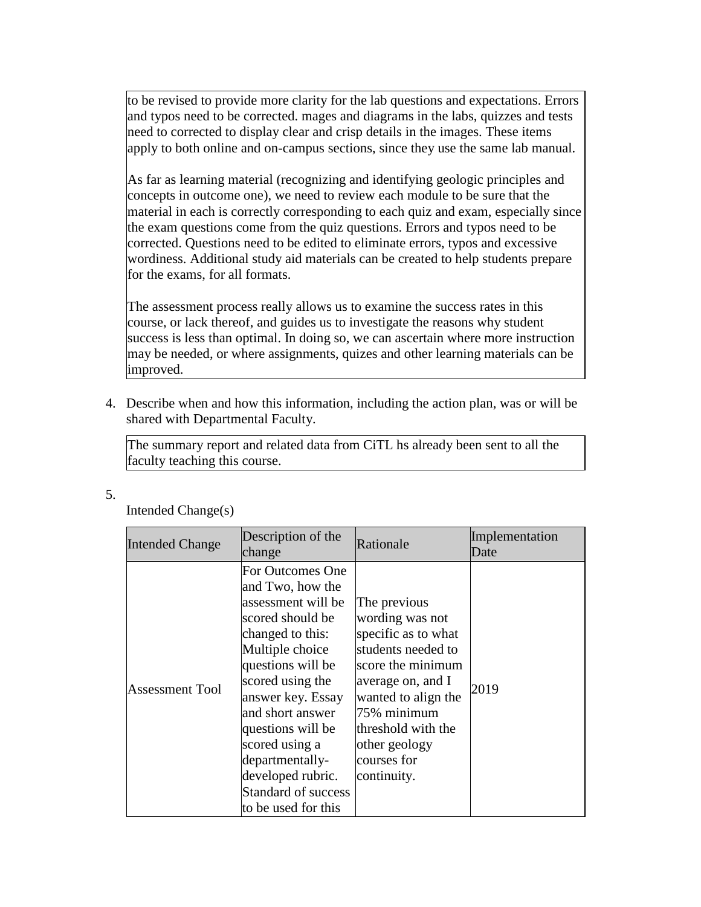to be revised to provide more clarity for the lab questions and expectations. Errors and typos need to be corrected. mages and diagrams in the labs, quizzes and tests need to corrected to display clear and crisp details in the images. These items apply to both online and on-campus sections, since they use the same lab manual.

As far as learning material (recognizing and identifying geologic principles and concepts in outcome one), we need to review each module to be sure that the material in each is correctly corresponding to each quiz and exam, especially since the exam questions come from the quiz questions. Errors and typos need to be corrected. Questions need to be edited to eliminate errors, typos and excessive wordiness. Additional study aid materials can be created to help students prepare for the exams, for all formats.

The assessment process really allows us to examine the success rates in this course, or lack thereof, and guides us to investigate the reasons why student success is less than optimal. In doing so, we can ascertain where more instruction may be needed, or where assignments, quizes and other learning materials can be improved.

4. Describe when and how this information, including the action plan, was or will be shared with Departmental Faculty.

The summary report and related data from CiTL hs already been sent to all the faculty teaching this course.

5. Intended Change(s)

| Intended Change | Description of the change | Rationale | Implementation Date |
|---|---|---|---|
| Assessment Tool | For Outcomes One and Two, how the assessment will be scored should be changed to this: Multiple choice questions will be scored using the answer key. Essay and short answer questions will be scored using a departmentally-developed rubric. Standard of success to be used for this | The previous wording was not specific as to what students needed to score the minimum average on, and I wanted to align the 75% minimum threshold with the other geology courses for continuity. | 2019 |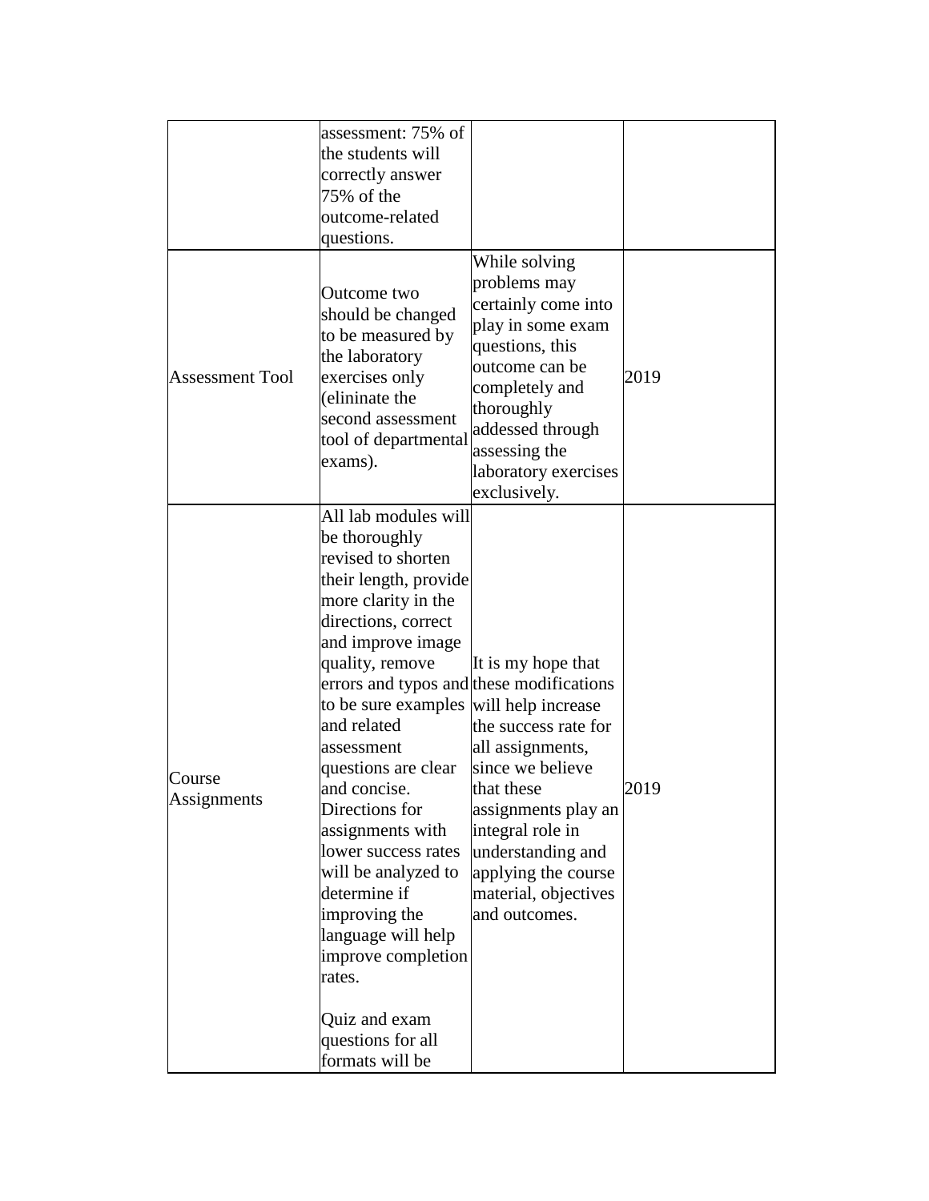| | | | |
|---|---|---|---|
| | assessment: 75% of the students will correctly answer 75% of the outcome-related questions. | | |
| Assessment Tool | Outcome two should be changed to be measured by the laboratory exercises only (elininate the second assessment tool of departmental exams). | While solving problems may certainly come into play in some exam questions, this outcome can be completely and thoroughly addessed through assessing the laboratory exercises exclusively. | 2019 |
| Course Assignments | All lab modules will be thoroughly revised to shorten their length, provide more clarity in the directions, correct and improve image quality, remove errors and typos and to be sure examples and related assessment questions are clear and concise. Directions for assignments with lower success rates will be analyzed to determine if improving the language will help improve completion rates.<br><br>Quiz and exam questions for all formats will be | It is my hope that these modifications will help increase the success rate for all assignments, since we believe that these assignments play an integral role in understanding and applying the course material, objectives and outcomes. | 2019 |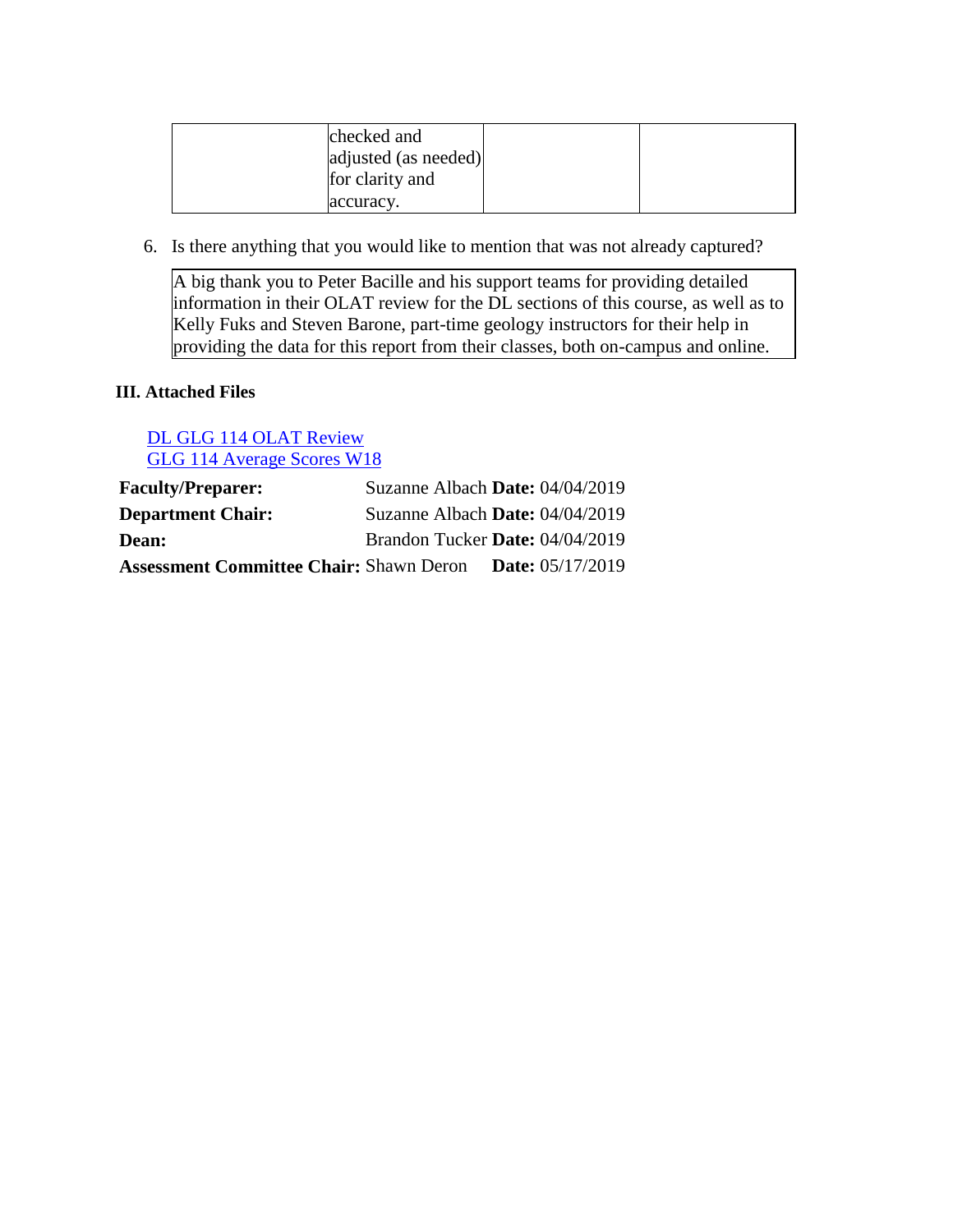| | | | |
|---|---|---|---|
| | checked and adjusted (as needed) for clarity and accuracy. | | |

6. Is there anything that you would like to mention that was not already captured?

| |
|---|
| A big thank you to Peter Bacille and his support teams for providing detailed information in their OLAT review for the DL sections of this course, as well as to Kelly Fuks and Steven Barone, part-time geology instructors for their help in providing the data for this report from their classes, both on-campus and online. |

### III. Attached Files

[DL GLG 114 OLAT Review]
[GLG 114 Average Scores W18]

**Faculty/Preparer:** Suzanne Albach **Date:** 04/04/2019
**Department Chair:** Suzanne Albach **Date:** 04/04/2019
**Dean:** Brandon Tucker **Date:** 04/04/2019
**Assessment Committee Chair:** Shawn Deron **Date:** 05/17/2019